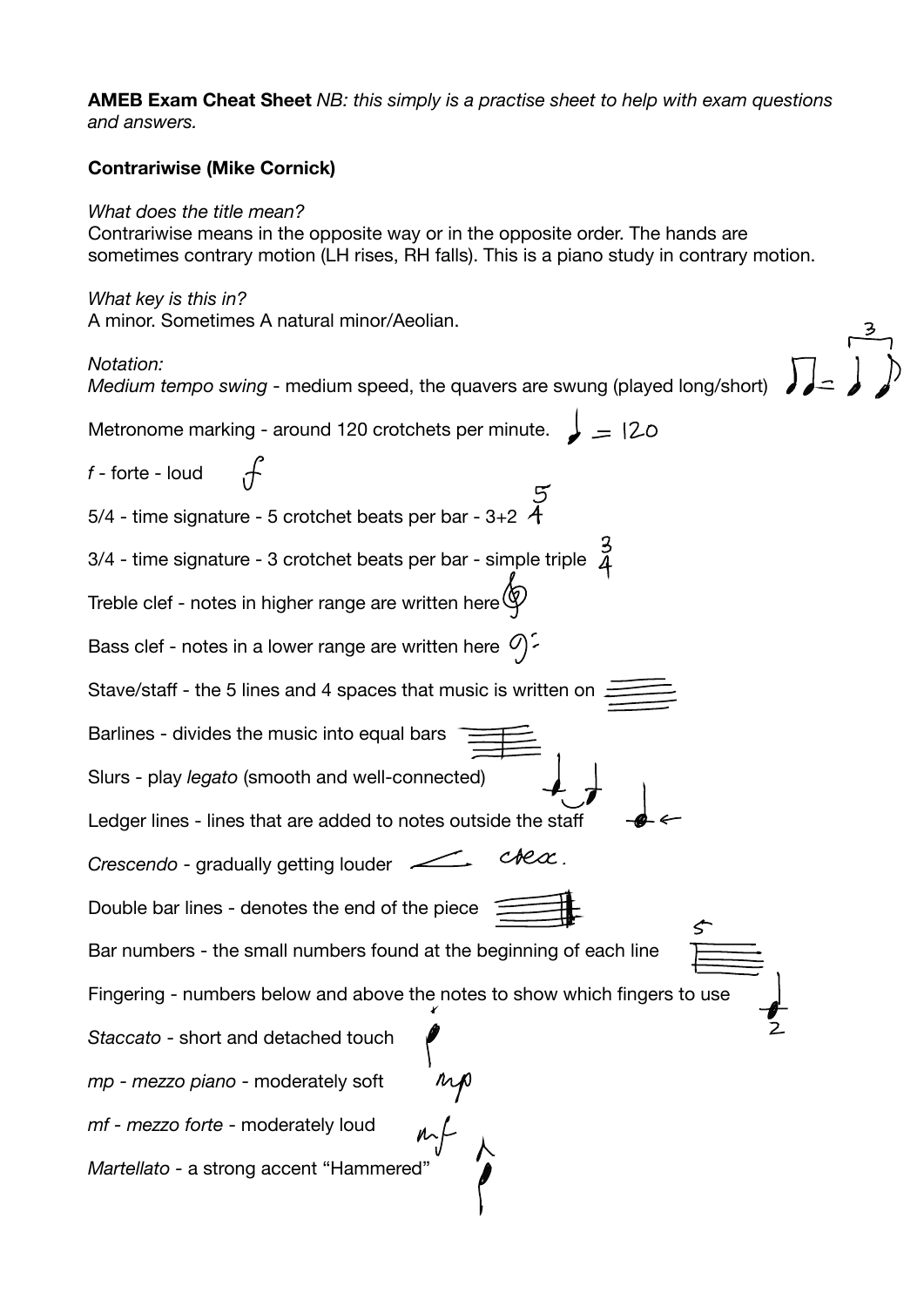**AMEB Exam Cheat Sheet** *NB: this simply is a practise sheet to help with exam questions and answers.*

**Contrariwise (Mike Cornick)**

*What does the title mean?*
Contrariwise means in the opposite way or in the opposite order. The hands are sometimes contrary motion (LH rises, RH falls). This is a piano study in contrary motion.

*What key is this in?*
A minor. Sometimes A natural minor/Aolian.

*Notation:*

*Medium tempo swing* - medium speed, the quavers are swung (played long/short)

Metronome marking - around 120 crotchets per minute. ♩ = 120

*f* - forte - loud

5/4 - time signature - 5 crotchet beats per bar - 3+2

3/4 - time signature - 3 crotchet beats per bar - simple triple

Treble clef - notes in higher range are written here

Bass clef - notes in a lower range are written here

Stave/staff - the 5 lines and 4 spaces that music is written on

Barlines - divides the music into equal bars

Slurs - play *legato* (smooth and well-connected)

Ledger lines - lines that are added to notes outside the staff

*Crescendo* - gradually getting louder   cresc.

Double bar lines - denotes the end of the piece

Bar numbers - the small numbers found at the beginning of each line

Fingering - numbers below and above the notes to show which fingers to use

*Staccato* - short and detached touch

*mp* - *mezzo piano* - moderately soft

*mf* - *mezzo forte* - moderately loud

*Martellato* - a strong accent "Hammered"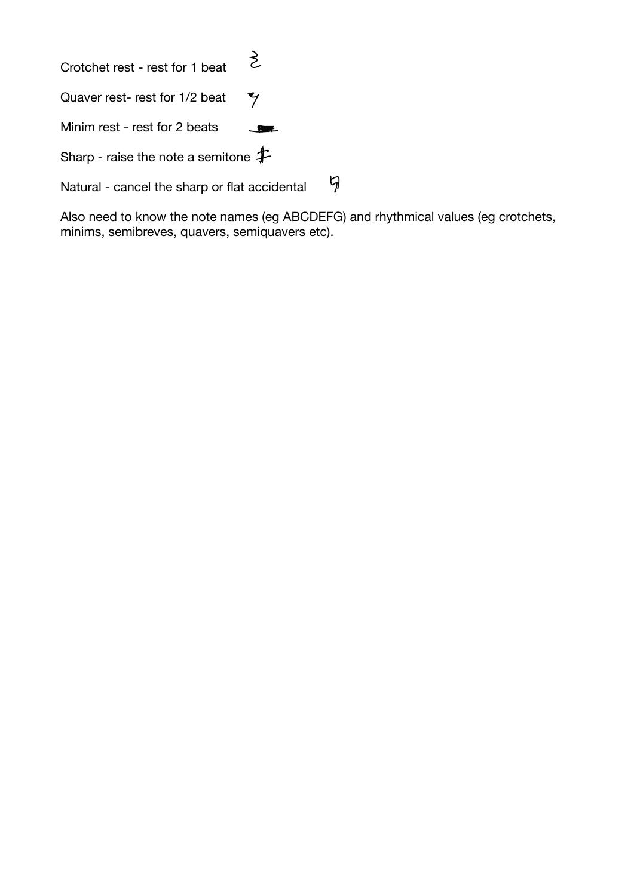Crotchet rest - rest for 1 beat 𝄽

Quaver rest- rest for 1/2 beat 𝄾

Minim rest - rest for 2 beats 𝄼

Sharp - raise the note a semitone ♯

Natural - cancel the sharp or flat accidental ♮

Also need to know the note names (eg ABCDEFG) and rhythmical values (eg crotchets, minims, semibreves, quavers, semiquavers etc).